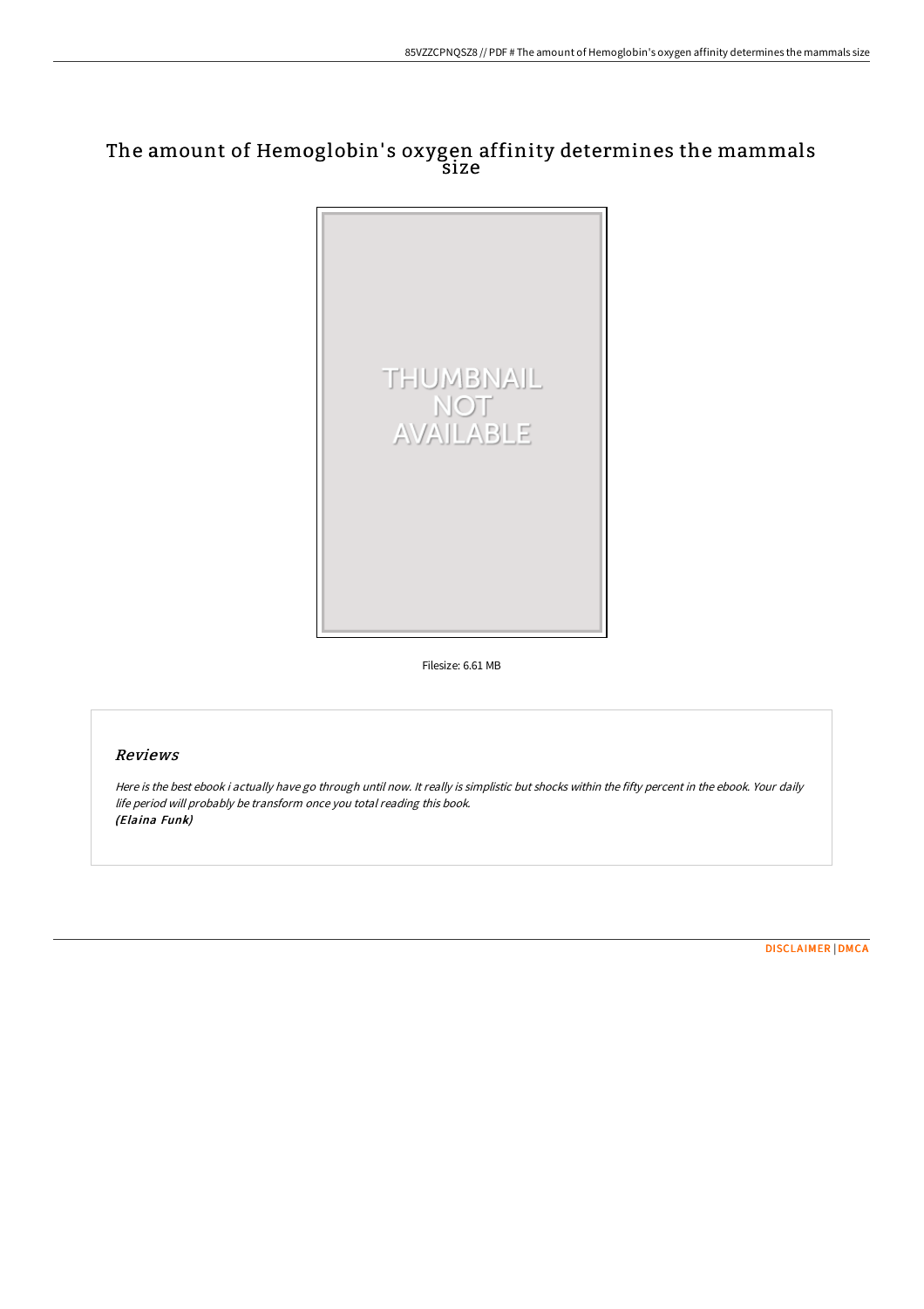# The amount of Hemoglobin's oxygen affinity determines the mammals size

THUMBNAIL NOT AVAILABLE

Filesize: 6.61 MB

## *Reviews*

*Here is the best ebook i actually have go through until now. It really is simplistic but shocks within the fifty percent in the ebook. Your daily life period will probably be transform once you total reading this book.*
***(Elaina Funk)***

DISCLAIMER | DMCA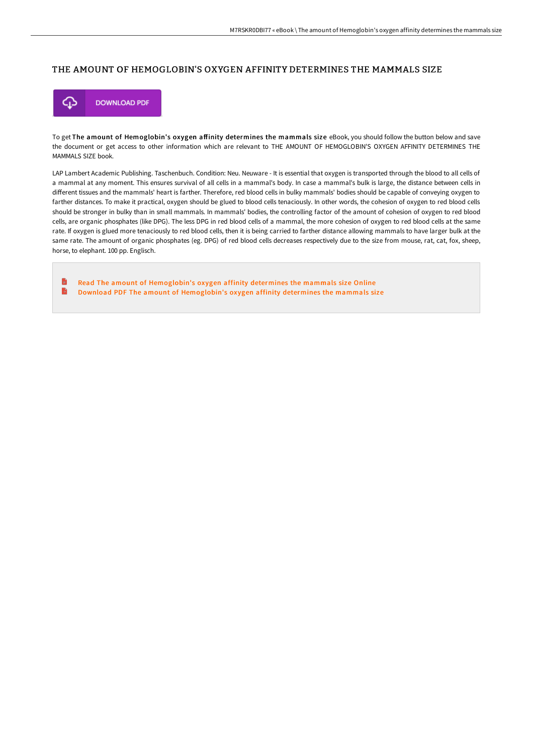# THE AMOUNT OF HEMOGLOBIN'S OXYGEN AFFINITY DETERMINES THE MAMMALS SIZE

DOWNLOAD PDF

To get **The amount of Hemoglobin's oxygen affinity determines the mammals size** eBook, you should follow the button below and save the document or get access to other information which are relevant to THE AMOUNT OF HEMOGLOBIN'S OXYGEN AFFINITY DETERMINES THE MAMMALS SIZE book.

LAP Lambert Academic Publishing. Taschenbuch. Condition: Neu. Neuware - It is essential that oxygen is transported through the blood to all cells of a mammal at any moment. This ensures survival of all cells in a mammal's body. In case a mammal's bulk is large, the distance between cells in different tissues and the mammals' heart is farther. Therefore, red blood cells in bulky mammals' bodies should be capable of conveying oxygen to farther distances. To make it practical, oxygen should be glued to blood cells tenaciously. In other words, the cohesion of oxygen to red blood cells should be stronger in bulky than in small mammals. In mammals' bodies, the controlling factor of the amount of cohesion of oxygen to red blood cells, are organic phosphates (like DPG). The less DPG in red blood cells of a mammal, the more cohesion of oxygen to red blood cells at the same rate. If oxygen is glued more tenaciously to red blood cells, then it is being carried to farther distance allowing mammals to have larger bulk at the same rate. The amount of organic phosphates (eg. DPG) of red blood cells decreases respectively due to the size from mouse, rat, cat, fox, sheep, horse, to elephant. 100 pp. Englisch.

- Read The amount of Hemoglobin's oxygen affinity determines the mammals size Online
- Download PDF The amount of Hemoglobin's oxygen affinity determines the mammals size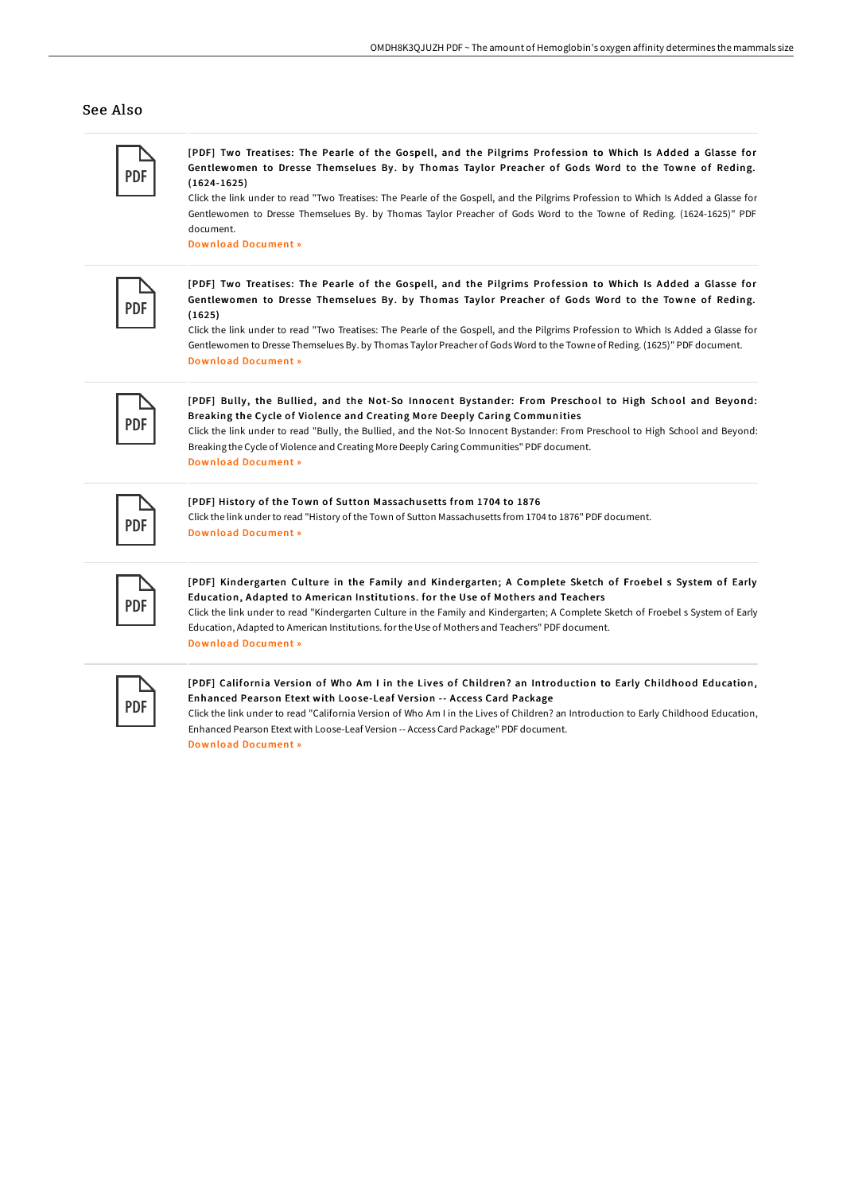## See Also

PDF

**[PDF] Two Treatises: The Pearle of the Gospell, and the Pilgrims Profession to Which Is Added a Glasse for Gentlewomen to Dresse Themselues By. by Thomas Taylor Preacher of Gods Word to the Towne of Reding. (1624-1625)**

Click the link under to read "Two Treatises: The Pearle of the Gospell, and the Pilgrims Profession to Which Is Added a Glasse for Gentlewomen to Dresse Themselues By. by Thomas Taylor Preacher of Gods Word to the Towne of Reding. (1624-1625)" PDF document.

Download Document »

PDF

**[PDF] Two Treatises: The Pearle of the Gospell, and the Pilgrims Profession to Which Is Added a Glasse for Gentlewomen to Dresse Themselues By. by Thomas Taylor Preacher of Gods Word to the Towne of Reding. (1625)**

Click the link under to read "Two Treatises: The Pearle of the Gospell, and the Pilgrims Profession to Which Is Added a Glasse for Gentlewomen to Dresse Themselues By. by Thomas Taylor Preacher of Gods Word to the Towne of Reding. (1625)" PDF document.

Download Document »

PDF

**[PDF] Bully, the Bullied, and the Not-So Innocent Bystander: From Preschool to High School and Beyond: Breaking the Cycle of Violence and Creating More Deeply Caring Communities**

Click the link under to read "Bully, the Bullied, and the Not-So Innocent Bystander: From Preschool to High School and Beyond: Breaking the Cycle of Violence and Creating More Deeply Caring Communities" PDF document.

Download Document »

PDF

**[PDF] History of the Town of Sutton Massachusetts from 1704 to 1876**

Click the link under to read "History of the Town of Sutton Massachusetts from 1704 to 1876" PDF document.

Download Document »

PDF

**[PDF] Kindergarten Culture in the Family and Kindergarten; A Complete Sketch of Froebel s System of Early Education, Adapted to American Institutions. for the Use of Mothers and Teachers**

Click the link under to read "Kindergarten Culture in the Family and Kindergarten; A Complete Sketch of Froebel s System of Early Education, Adapted to American Institutions. for the Use of Mothers and Teachers" PDF document.

Download Document »

PDF

**[PDF] California Version of Who Am I in the Lives of Children? an Introduction to Early Childhood Education, Enhanced Pearson Etext with Loose-Leaf Version -- Access Card Package**

Click the link under to read "California Version of Who Am I in the Lives of Children? an Introduction to Early Childhood Education, Enhanced Pearson Etext with Loose-Leaf Version -- Access Card Package" PDF document.

Download Document »